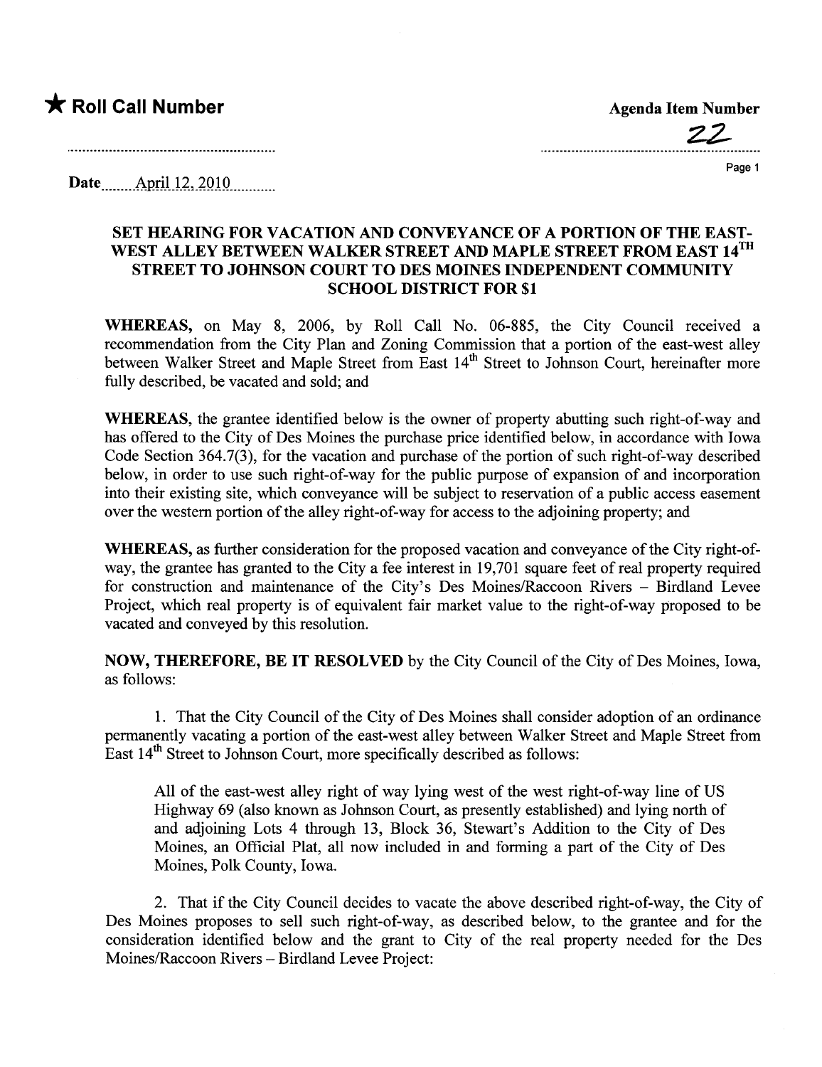★ **Roll Call Number**

**Agenda Item Number**

22

Date April 12, 2010

## SET HEARING FOR VACATION AND CONVEYANCE OF A PORTION OF THE EAST-WEST ALLEY BETWEEN WALKER STREET AND MAPLE STREET FROM EAST 14TH STREET TO JOHNSON COURT TO DES MOINES INDEPENDENT COMMUNITY SCHOOL DISTRICT FOR $1

**WHEREAS,** on May 8, 2006, by Roll Call No. 06-885, the City Council received a recommendation from the City Plan and Zoning Commission that a portion of the east-west alley between Walker Street and Maple Street from East 14th Street to Johnson Court, hereinafter more fully described, be vacated and sold; and

**WHEREAS,** the grantee identified below is the owner of property abutting such right-of-way and has offered to the City of Des Moines the purchase price identified below, in accordance with Iowa Code Section 364.7(3), for the vacation and purchase of the portion of such right-of-way described below, in order to use such right-of-way for the public purpose of expansion of and incorporation into their existing site, which conveyance will be subject to reservation of a public access easement over the western portion of the alley right-of-way for access to the adjoining property; and

**WHEREAS,** as further consideration for the proposed vacation and conveyance of the City right-of-way, the grantee has granted to the City a fee interest in 19,701 square feet of real property required for construction and maintenance of the City's Des Moines/Raccoon Rivers – Birdland Levee Project, which real property is of equivalent fair market value to the right-of-way proposed to be vacated and conveyed by this resolution.

**NOW, THEREFORE, BE IT RESOLVED** by the City Council of the City of Des Moines, Iowa, as follows:

1. That the City Council of the City of Des Moines shall consider adoption of an ordinance permanently vacating a portion of the east-west alley between Walker Street and Maple Street from East 14th Street to Johnson Court, more specifically described as follows:

   All of the east-west alley right of way lying west of the west right-of-way line of US Highway 69 (also known as Johnson Court, as presently established) and lying north of and adjoining Lots 4 through 13, Block 36, Stewart's Addition to the City of Des Moines, an Official Plat, all now included in and forming a part of the City of Des Moines, Polk County, Iowa.

2. That if the City Council decides to vacate the above described right-of-way, the City of Des Moines proposes to sell such right-of-way, as described below, to the grantee and for the consideration identified below and the grant to City of the real property needed for the Des Moines/Raccoon Rivers – Birdland Levee Project: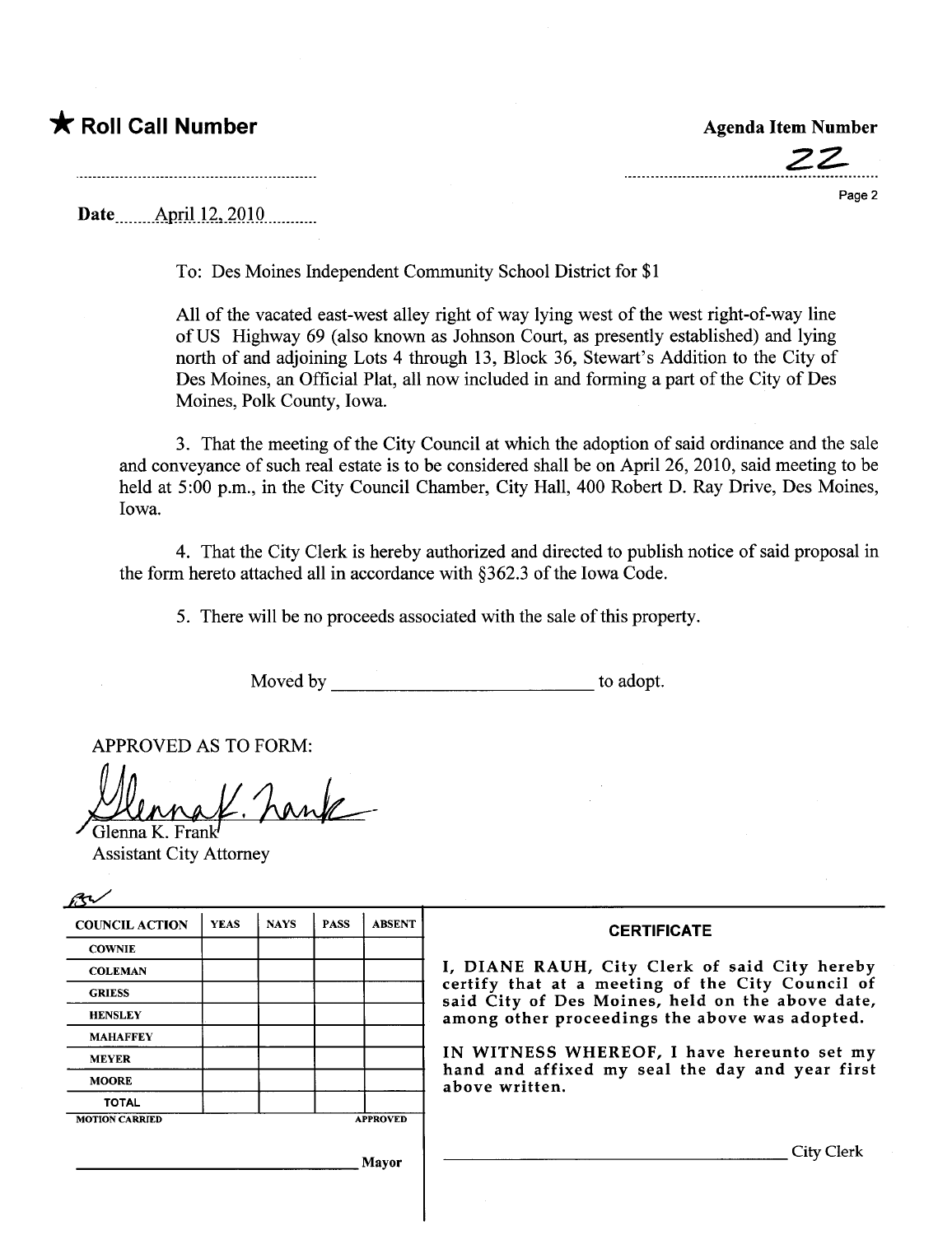**★ Roll Call Number**

**Agenda Item Number**

22

Date April 12, 2010

To: Des Moines Independent Community School District for $1

All of the vacated east-west alley right of way lying west of the west right-of-way line of US Highway 69 (also known as Johnson Court, as presently established) and lying north of and adjoining Lots 4 through 13, Block 36, Stewart's Addition to the City of Des Moines, an Official Plat, all now included in and forming a part of the City of Des Moines, Polk County, Iowa.

3. That the meeting of the City Council at which the adoption of said ordinance and the sale and conveyance of such real estate is to be considered shall be on April 26, 2010, said meeting to be held at 5:00 p.m., in the City Council Chamber, City Hall, 400 Robert D. Ray Drive, Des Moines, Iowa.

4. That the City Clerk is hereby authorized and directed to publish notice of said proposal in the form hereto attached all in accordance with §362.3 of the Iowa Code.

5. There will be no proceeds associated with the sale of this property.

Moved by ____________________________ to adopt.

APPROVED AS TO FORM:

Glenna K. Frank
Assistant City Attorney

| COUNCIL ACTION | YEAS | NAYS | PASS | ABSENT |
|---|---|---|---|---|
| COWNIE | | | | |
| COLEMAN | | | | |
| GRIESS | | | | |
| HENSLEY | | | | |
| MAHAFFEY | | | | |
| MEYER | | | | |
| MOORE | | | | |
| TOTAL | | | | |

MOTION CARRIED APPROVED

______________________________ Mayor

**CERTIFICATE**

I, DIANE RAUH, City Clerk of said City hereby certify that at a meeting of the City Council of said City of Des Moines, held on the above date, among other proceedings the above was adopted.

IN WITNESS WHEREOF, I have hereunto set my hand and affixed my seal the day and year first above written.

______________________________ City Clerk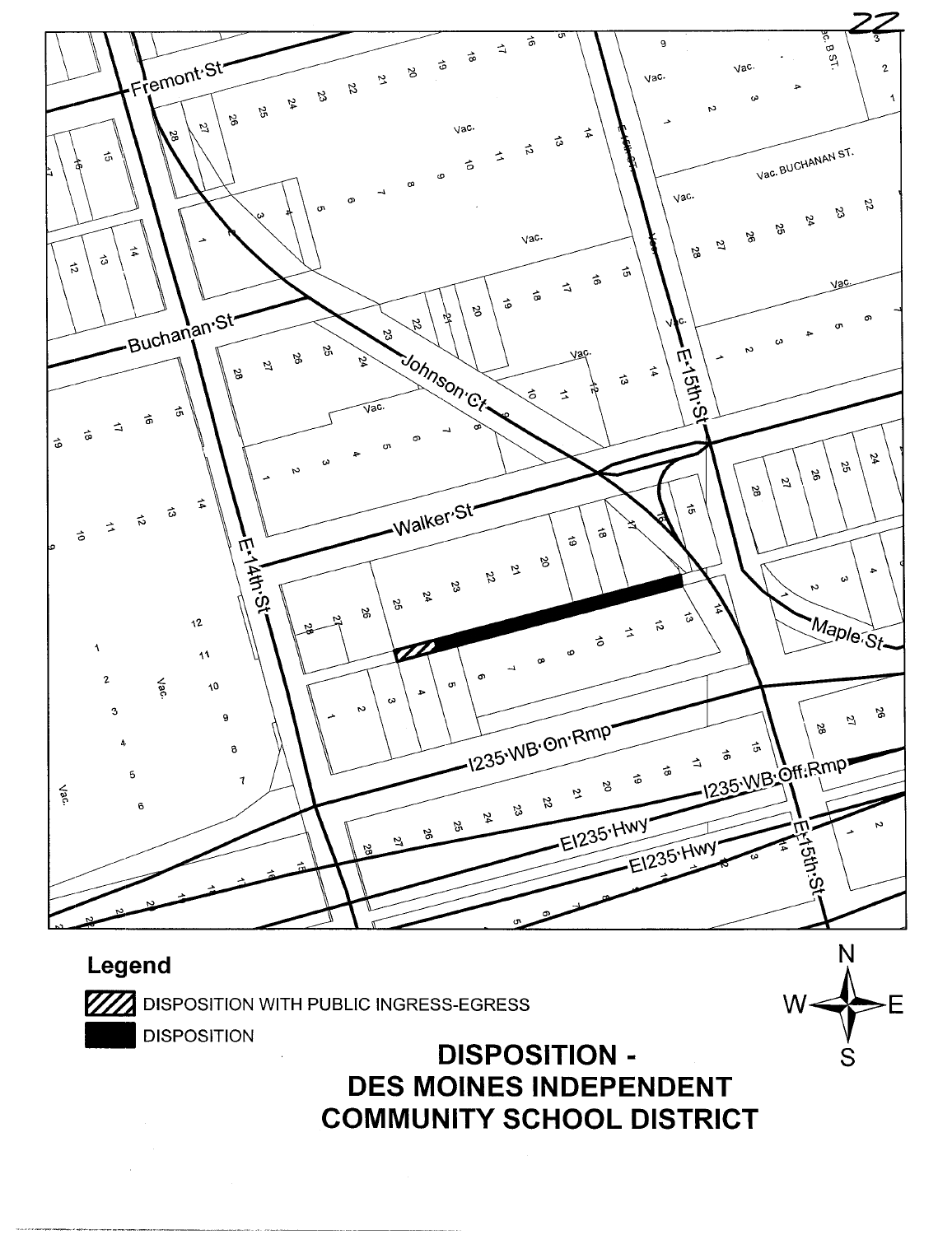22

Fremont St

Buchanan St

Johnson Ct

Walker St

E 14th St

E 15th St

Maple St

I235 WB On Rmp

I235 WB Off Rmp

E I235 Hwy

Vac. BUCHANAN ST.

**Legend**

DISPOSITION WITH PUBLIC INGRESS-EGRESS

DISPOSITION

N

W E

S

**DISPOSITION - DES MOINES INDEPENDENT COMMUNITY SCHOOL DISTRICT**